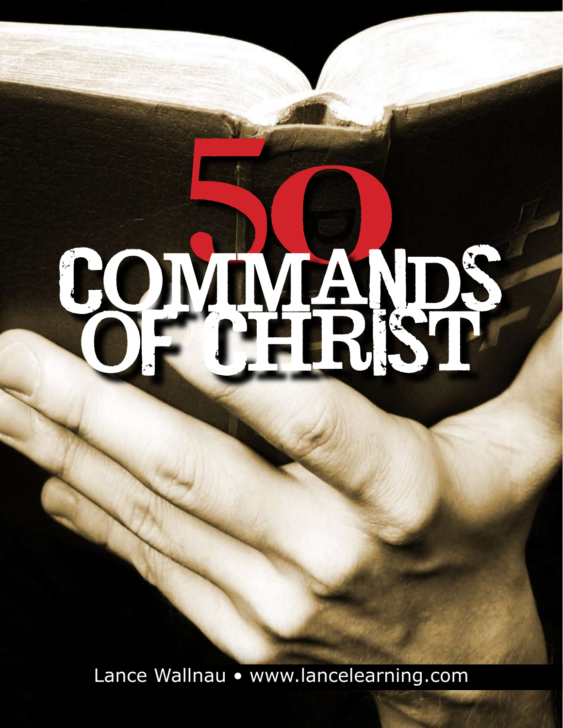# 50 COMMANDS OF CHRIST

Lance Wallnau • www.lancelearning.com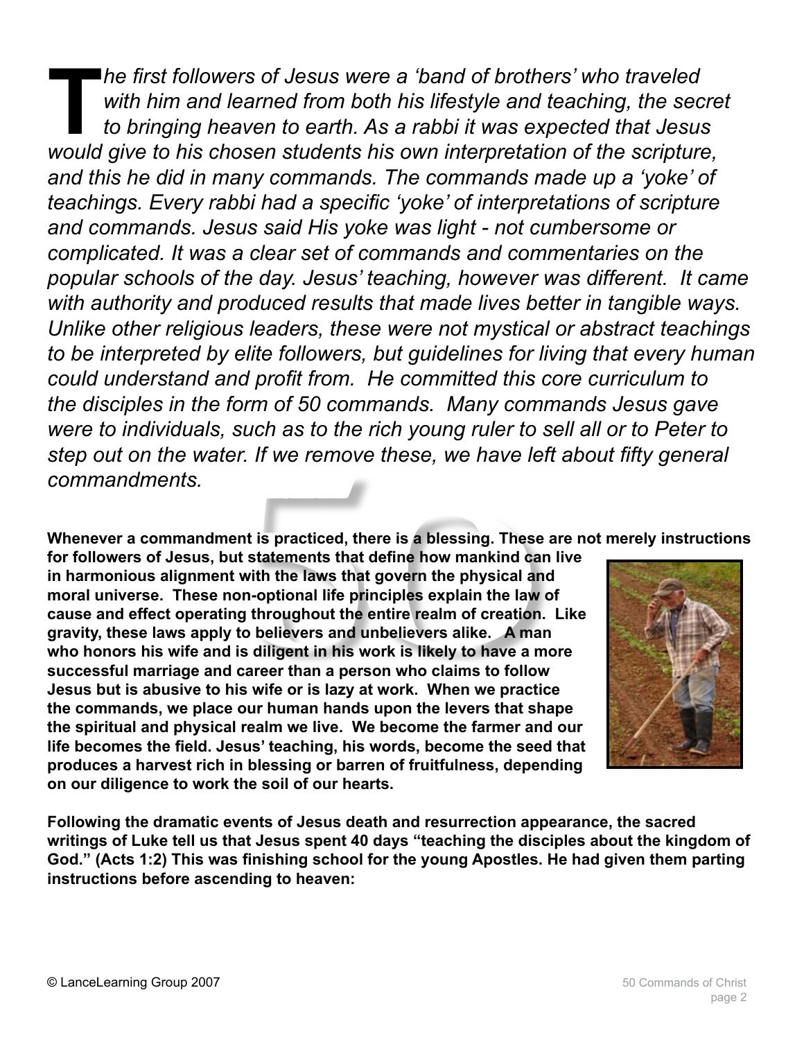*The first followers of Jesus were a 'band of brothers' who traveled with him and learned from both his lifestyle and teaching, the secret to bringing heaven to earth. As a rabbi it was expected that Jesus would give to his chosen students his own interpretation of the scripture, and this he did in many commands. The commands made up a 'yoke' of teachings. Every rabbi had a specific 'yoke' of interpretations of scripture and commands. Jesus said His yoke was light - not cumbersome or complicated. It was a clear set of commands and commentaries on the popular schools of the day. Jesus' teaching, however was different. It came with authority and produced results that made lives better in tangible ways. Unlike other religious leaders, these were not mystical or abstract teachings to be interpreted by elite followers, but guidelines for living that every human could understand and profit from. He committed this core curriculum to the disciples in the form of 50 commands. Many commands Jesus gave were to individuals, such as to the rich young ruler to sell all or to Peter to step out on the water. If we remove these, we have left about fifty general commandments.*

**Whenever a commandment is practiced, there is a blessing. These are not merely instructions for followers of Jesus, but statements that define how mankind can live in harmonious alignment with the laws that govern the physical and moral universe. These non-optional life principles explain the law of cause and effect operating throughout the entire realm of creation. Like gravity, these laws apply to believers and unbelievers alike. A man who honors his wife and is diligent in his work is likely to have a more successful marriage and career than a person who claims to follow Jesus but is abusive to his wife or is lazy at work. When we practice the commands, we place our human hands upon the levers that shape the spiritual and physical realm we live. We become the farmer and our life becomes the field. Jesus' teaching, his words, become the seed that produces a harvest rich in blessing or barren of fruitfulness, depending on our diligence to work the soil of our hearts.**

**Following the dramatic events of Jesus death and resurrection appearance, the sacred writings of Luke tell us that Jesus spent 40 days "teaching the disciples about the kingdom of God." (Acts 1:2) This was finishing school for the young Apostles. He had given them parting instructions before ascending to heaven:**

© LanceLearning Group 2007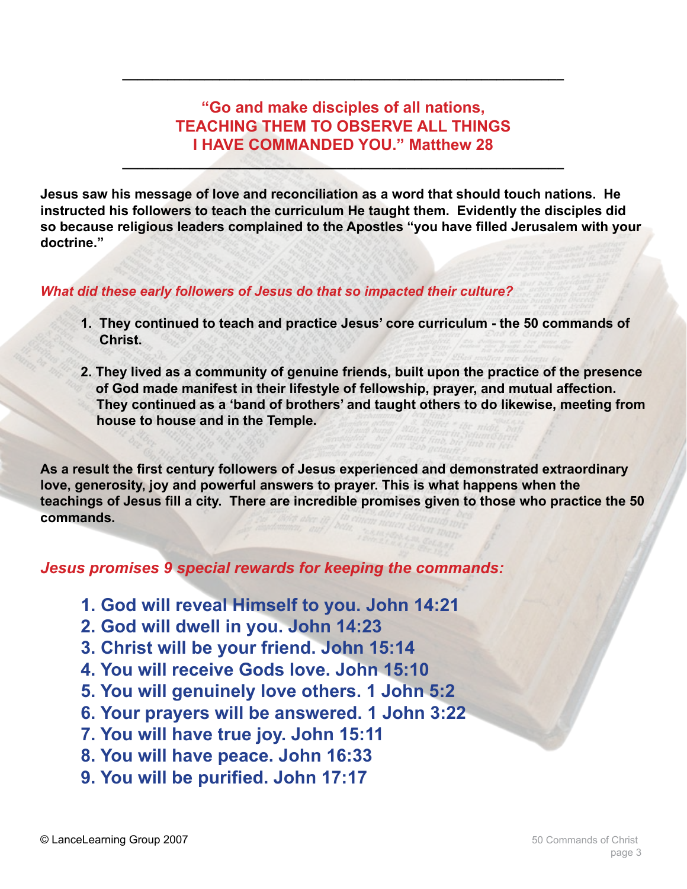---

**"Go and make disciples of all nations,
TEACHING THEM TO OBSERVE ALL THINGS
I HAVE COMMANDED YOU." Matthew 28**

---

**Jesus saw his message of love and reconciliation as a word that should touch nations. He instructed his followers to teach the curriculum He taught them. Evidently the disciples did so because religious leaders complained to the Apostles "you have filled Jerusalem with your doctrine."**

***What did these early followers of Jesus do that so impacted their culture?***

1. **They continued to teach and practice Jesus' core curriculum - the 50 commands of Christ.**

2. **They lived as a community of genuine friends, built upon the practice of the presence of God made manifest in their lifestyle of fellowship, prayer, and mutual affection. They continued as a 'band of brothers' and taught others to do likewise, meeting from house to house and in the Temple.**

**As a result the first century followers of Jesus experienced and demonstrated extraordinary love, generosity, joy and powerful answers to prayer. This is what happens when the teachings of Jesus fill a city. There are incredible promises given to those who practice the 50 commands.**

***Jesus promises 9 special rewards for keeping the commands:***

1. **God will reveal Himself to you. John 14:21**
2. **God will dwell in you. John 14:23**
3. **Christ will be your friend. John 15:14**
4. **You will receive Gods love. John 15:10**
5. **You will genuinely love others. 1 John 5:2**
6. **Your prayers will be answered. 1 John 3:22**
7. **You will have true joy. John 15:11**
8. **You will have peace. John 16:33**
9. **You will be purified. John 17:17**

© LanceLearning Group 2007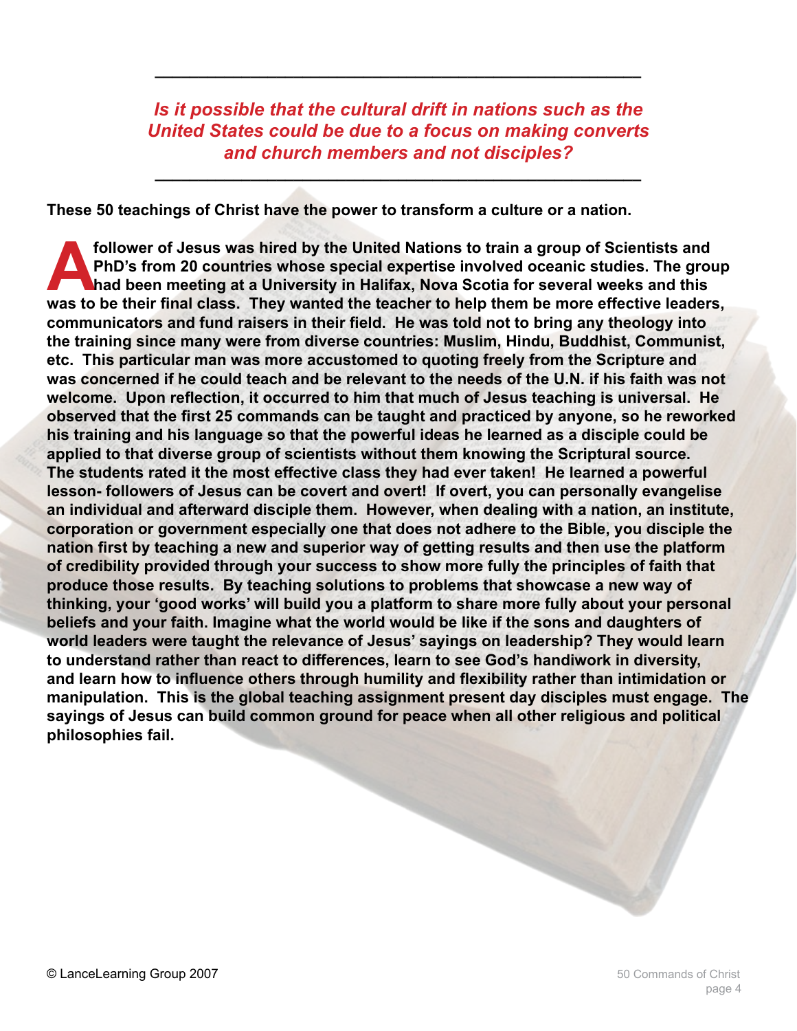---

*Is it possible that the cultural drift in nations such as the United States could be due to a focus on making converts and church members and not disciples?*

---

**These 50 teachings of Christ have the power to transform a culture or a nation.**

**A follower of Jesus was hired by the United Nations to train a group of Scientists and PhD's from 20 countries whose special expertise involved oceanic studies. The group had been meeting at a University in Halifax, Nova Scotia for several weeks and this was to be their final class. They wanted the teacher to help them be more effective leaders, communicators and fund raisers in their field. He was told not to bring any theology into the training since many were from diverse countries: Muslim, Hindu, Buddhist, Communist, etc. This particular man was more accustomed to quoting freely from the Scripture and was concerned if he could teach and be relevant to the needs of the U.N. if his faith was not welcome. Upon reflection, it occurred to him that much of Jesus teaching is universal. He observed that the first 25 commands can be taught and practiced by anyone, so he reworked his training and his language so that the powerful ideas he learned as a disciple could be applied to that diverse group of scientists without them knowing the Scriptural source. The students rated it the most effective class they had ever taken! He learned a powerful lesson- followers of Jesus can be covert and overt! If overt, you can personally evangelise an individual and afterward disciple them. However, when dealing with a nation, an institute, corporation or government especially one that does not adhere to the Bible, you disciple the nation first by teaching a new and superior way of getting results and then use the platform of credibility provided through your success to show more fully the principles of faith that produce those results. By teaching solutions to problems that showcase a new way of thinking, your 'good works' will build you a platform to share more fully about your personal beliefs and your faith. Imagine what the world would be like if the sons and daughters of world leaders were taught the relevance of Jesus' sayings on leadership? They would learn to understand rather than react to differences, learn to see God's handiwork in diversity, and learn how to influence others through humility and flexibility rather than intimidation or manipulation. This is the global teaching assignment present day disciples must engage. The sayings of Jesus can build common ground for peace when all other religious and political philosophies fail.**

© LanceLearning Group 2007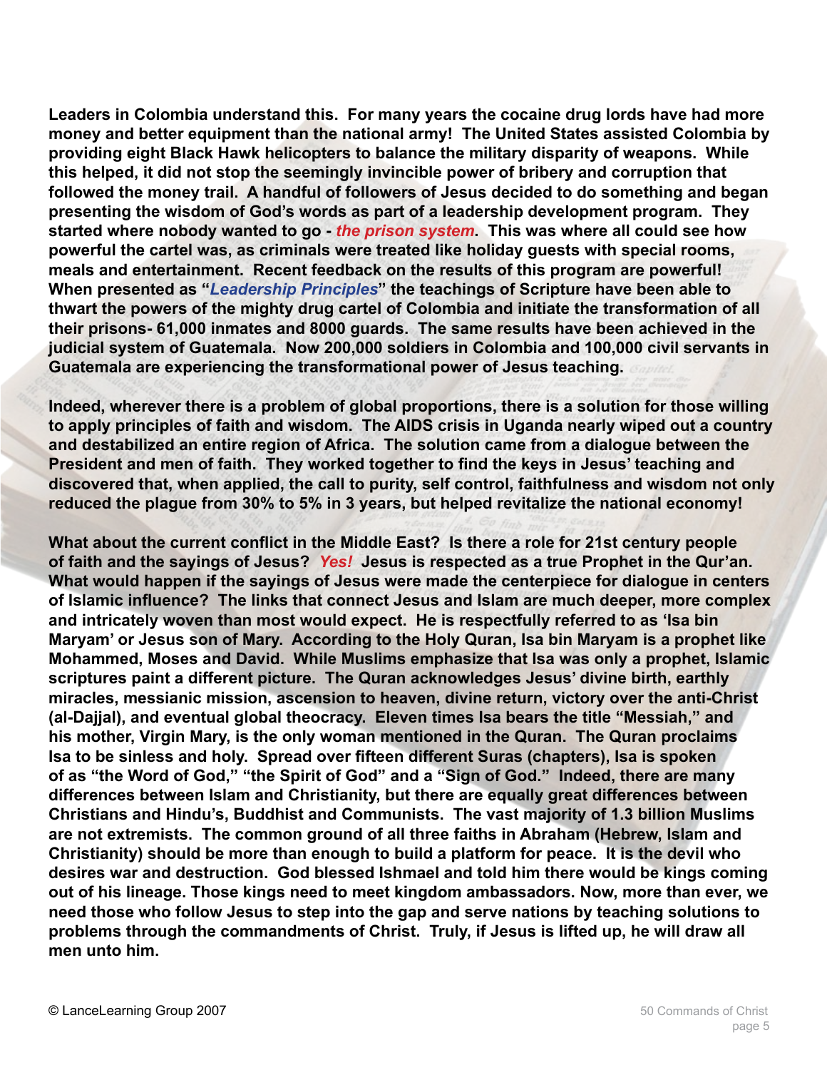**Leaders in Colombia understand this. For many years the cocaine drug lords have had more money and better equipment than the national army! The United States assisted Colombia by providing eight Black Hawk helicopters to balance the military disparity of weapons. While this helped, it did not stop the seemingly invincible power of bribery and corruption that followed the money trail. A handful of followers of Jesus decided to do something and began presenting the wisdom of God's words as part of a leadership development program. They started where nobody wanted to go - *the prison system*. This was where all could see how powerful the cartel was, as criminals were treated like holiday guests with special rooms, meals and entertainment. Recent feedback on the results of this program are powerful! When presented as "*Leadership Principles*" the teachings of Scripture have been able to thwart the powers of the mighty drug cartel of Colombia and initiate the transformation of all their prisons- 61,000 inmates and 8000 guards. The same results have been achieved in the judicial system of Guatemala. Now 200,000 soldiers in Colombia and 100,000 civil servants in Guatemala are experiencing the transformational power of Jesus teaching.**

**Indeed, wherever there is a problem of global proportions, there is a solution for those willing to apply principles of faith and wisdom. The AIDS crisis in Uganda nearly wiped out a country and destabilized an entire region of Africa. The solution came from a dialogue between the President and men of faith. They worked together to find the keys in Jesus' teaching and discovered that, when applied, the call to purity, self control, faithfulness and wisdom not only reduced the plague from 30% to 5% in 3 years, but helped revitalize the national economy!**

**What about the current conflict in the Middle East? Is there a role for 21st century people of faith and the sayings of Jesus? *Yes!* Jesus is respected as a true Prophet in the Qur'an. What would happen if the sayings of Jesus were made the centerpiece for dialogue in centers of Islamic influence? The links that connect Jesus and Islam are much deeper, more complex and intricately woven than most would expect. He is respectfully referred to as 'Isa bin Maryam' or Jesus son of Mary. According to the Holy Quran, Isa bin Maryam is a prophet like Mohammed, Moses and David. While Muslims emphasize that Isa was only a prophet, Islamic scriptures paint a different picture. The Quran acknowledges Jesus' divine birth, earthly miracles, messianic mission, ascension to heaven, divine return, victory over the anti-Christ (al-Dajjal), and eventual global theocracy. Eleven times Isa bears the title "Messiah," and his mother, Virgin Mary, is the only woman mentioned in the Quran. The Quran proclaims Isa to be sinless and holy. Spread over fifteen different Suras (chapters), Isa is spoken of as "the Word of God," "the Spirit of God" and a "Sign of God." Indeed, there are many differences between Islam and Christianity, but there are equally great differences between Christians and Hindu's, Buddhist and Communists. The vast majority of 1.3 billion Muslims are not extremists. The common ground of all three faiths in Abraham (Hebrew, Islam and Christianity) should be more than enough to build a platform for peace. It is the devil who desires war and destruction. God blessed Ishmael and told him there would be kings coming out of his lineage. Those kings need to meet kingdom ambassadors. Now, more than ever, we need those who follow Jesus to step into the gap and serve nations by teaching solutions to problems through the commandments of Christ. Truly, if Jesus is lifted up, he will draw all men unto him.**

© LanceLearning Group 2007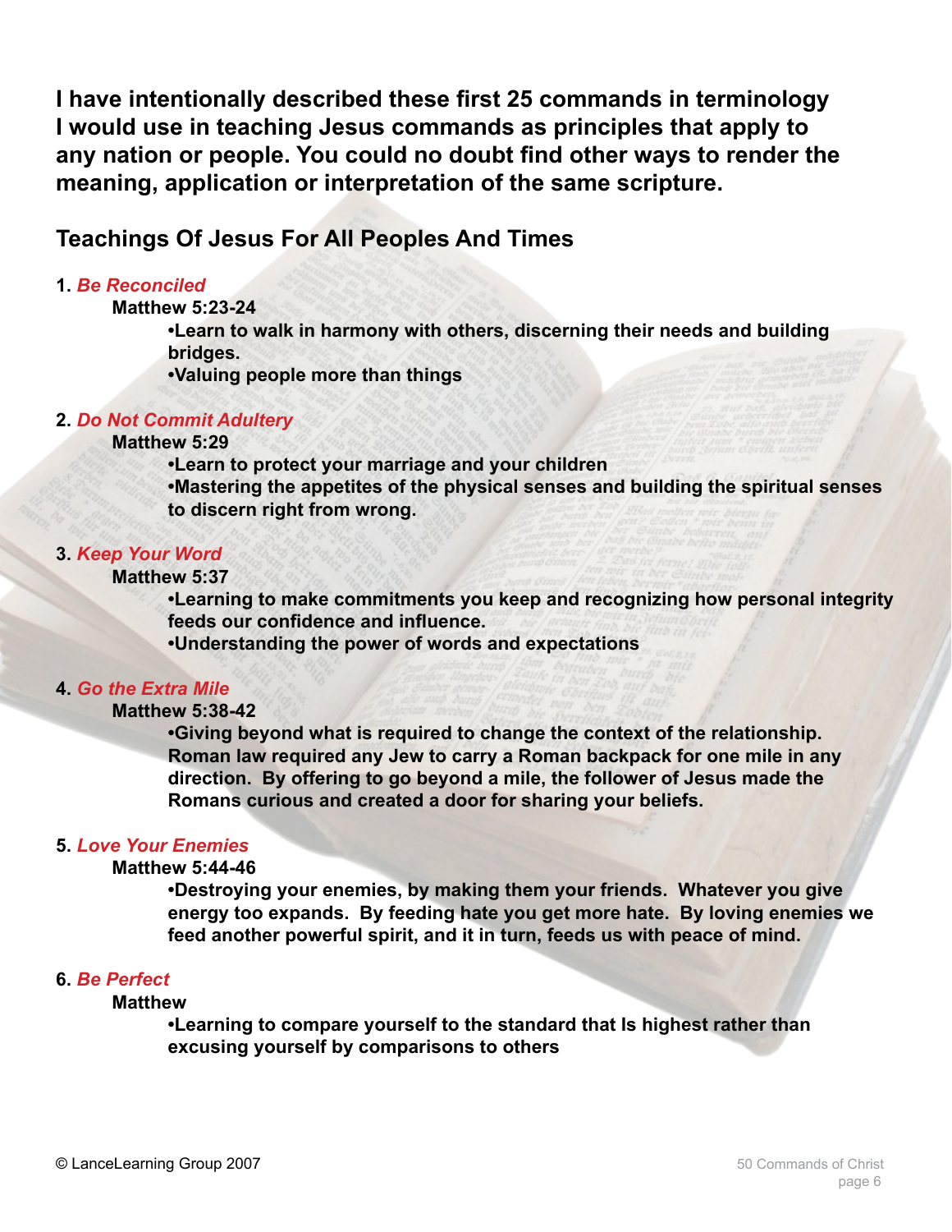**I have intentionally described these first 25 commands in terminology I would use in teaching Jesus commands as principles that apply to any nation or people. You could no doubt find other ways to render the meaning, application or interpretation of the same scripture.**

## Teachings Of Jesus For All Peoples And Times

**1.** ***Be Reconciled***

**Matthew 5:23-24**

**•Learn to walk in harmony with others, discerning their needs and building bridges.**

**•Valuing people more than things**

**2.** ***Do Not Commit Adultery***

**Matthew 5:29**

**•Learn to protect your marriage and your children**

**•Mastering the appetites of the physical senses and building the spiritual senses to discern right from wrong.**

**3.** ***Keep Your Word***

**Matthew 5:37**

**•Learning to make commitments you keep and recognizing how personal integrity feeds our confidence and influence.**

**•Understanding the power of words and expectations**

**4.** ***Go the Extra Mile***

**Matthew 5:38-42**

**•Giving beyond what is required to change the context of the relationship. Roman law required any Jew to carry a Roman backpack for one mile in any direction. By offering to go beyond a mile, the follower of Jesus made the Romans curious and created a door for sharing your beliefs.**

**5.** ***Love Your Enemies***

**Matthew 5:44-46**

**•Destroying your enemies, by making them your friends. Whatever you give energy too expands. By feeding hate you get more hate. By loving enemies we feed another powerful spirit, and it in turn, feeds us with peace of mind.**

**6.** ***Be Perfect***

**Matthew**

**•Learning to compare yourself to the standard that Is highest rather than excusing yourself by comparisons to others**

© LanceLearning Group 2007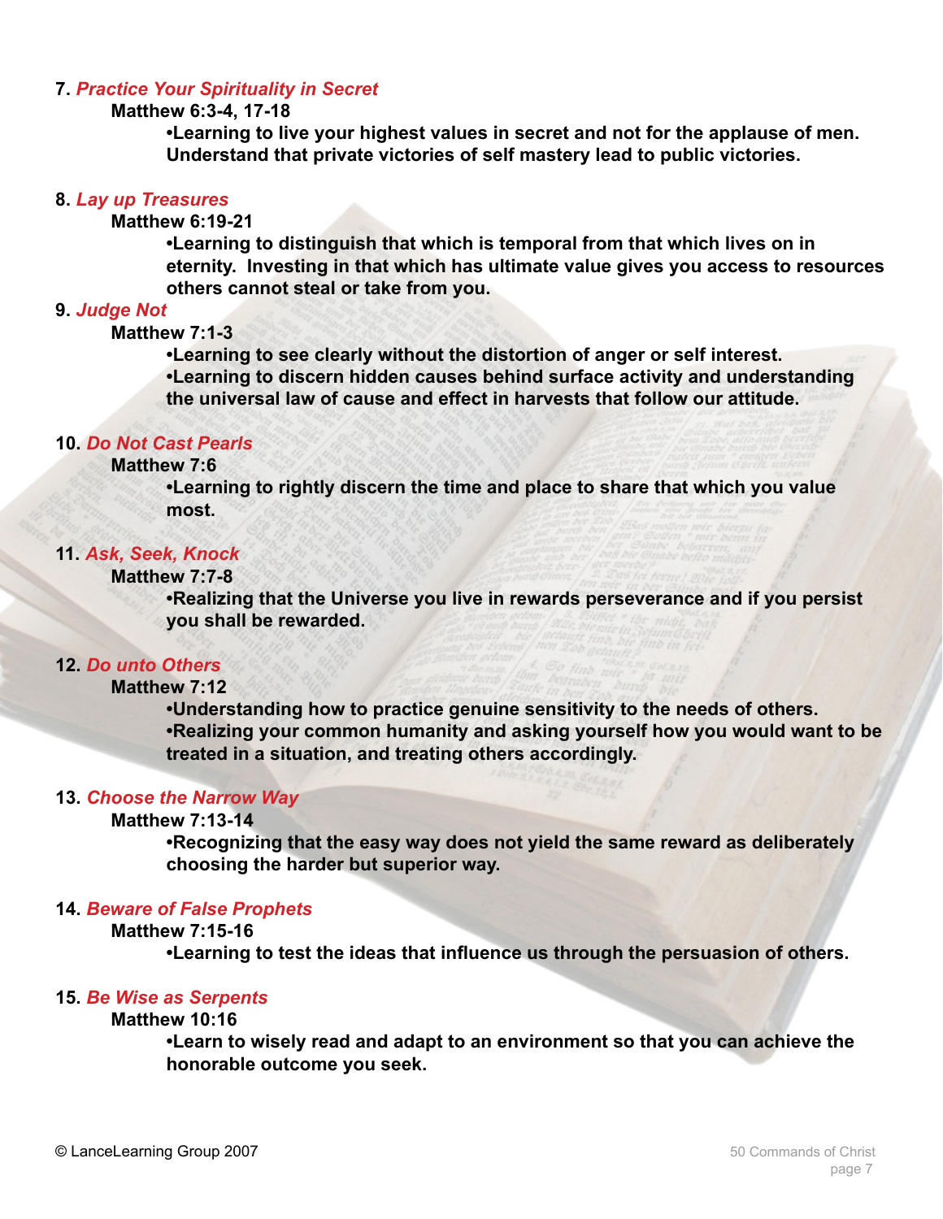7. ***Practice Your Spirituality in Secret***

**Matthew 6:3-4, 17-18**

- **Learning to live your highest values in secret and not for the applause of men. Understand that private victories of self mastery lead to public victories.**

8. ***Lay up Treasures***

**Matthew 6:19-21**

- **Learning to distinguish that which is temporal from that which lives on in eternity. Investing in that which has ultimate value gives you access to resources others cannot steal or take from you.**

9. ***Judge Not***

**Matthew 7:1-3**

- **Learning to see clearly without the distortion of anger or self interest.**
- **Learning to discern hidden causes behind surface activity and understanding the universal law of cause and effect in harvests that follow our attitude.**

10. ***Do Not Cast Pearls***

**Matthew 7:6**

- **Learning to rightly discern the time and place to share that which you value most.**

11. ***Ask, Seek, Knock***

**Matthew 7:7-8**

- **Realizing that the Universe you live in rewards perseverance and if you persist you shall be rewarded.**

12. ***Do unto Others***

**Matthew 7:12**

- **Understanding how to practice genuine sensitivity to the needs of others.**
- **Realizing your common humanity and asking yourself how you would want to be treated in a situation, and treating others accordingly.**

13. ***Choose the Narrow Way***

**Matthew 7:13-14**

- **Recognizing that the easy way does not yield the same reward as deliberately choosing the harder but superior way.**

14. ***Beware of False Prophets***

**Matthew 7:15-16**

- **Learning to test the ideas that influence us through the persuasion of others.**

15. ***Be Wise as Serpents***

**Matthew 10:16**

- **Learn to wisely read and adapt to an environment so that you can achieve the honorable outcome you seek.**

© LanceLearning Group 2007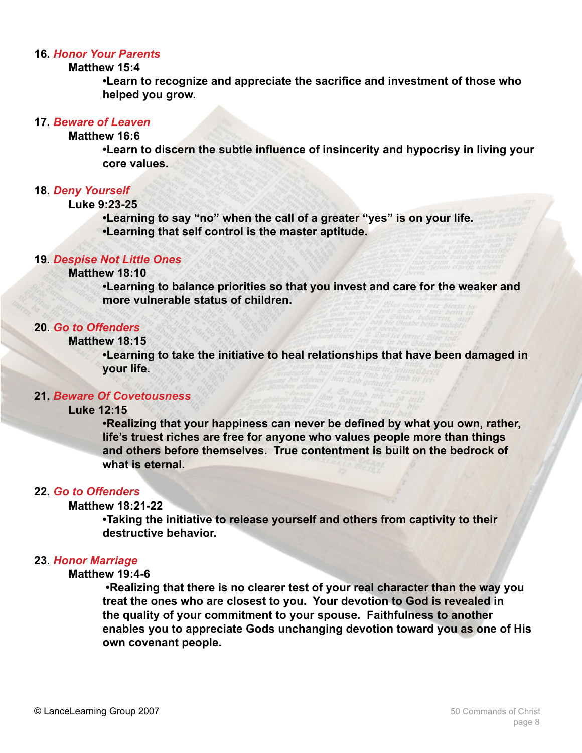**16.** ***Honor Your Parents***

**Matthew 15:4**

**•Learn to recognize and appreciate the sacrifice and investment of those who helped you grow.**

**17.** ***Beware of Leaven***

**Matthew 16:6**

**•Learn to discern the subtle influence of insincerity and hypocrisy in living your core values.**

**18.** ***Deny Yourself***

**Luke 9:23-25**

**•Learning to say “no” when the call of a greater “yes” is on your life.**
**•Learning that self control is the master aptitude.**

**19.** ***Despise Not Little Ones***

**Matthew 18:10**

**•Learning to balance priorities so that you invest and care for the weaker and more vulnerable status of children.**

**20.** ***Go to Offenders***

**Matthew 18:15**

**•Learning to take the initiative to heal relationships that have been damaged in your life.**

**21.** ***Beware Of Covetousness***

**Luke 12:15**

**•Realizing that your happiness can never be defined by what you own, rather, life’s truest riches are free for anyone who values people more than things and others before themselves. True contentment is built on the bedrock of what is eternal.**

**22.** ***Go to Offenders***

**Matthew 18:21-22**

**•Taking the initiative to release yourself and others from captivity to their destructive behavior.**

**23.** ***Honor Marriage***

**Matthew 19:4-6**

**•Realizing that there is no clearer test of your real character than the way you treat the ones who are closest to you. Your devotion to God is revealed in the quality of your commitment to your spouse. Faithfulness to another enables you to appreciate Gods unchanging devotion toward you as one of His own covenant people.**

© LanceLearning Group 2007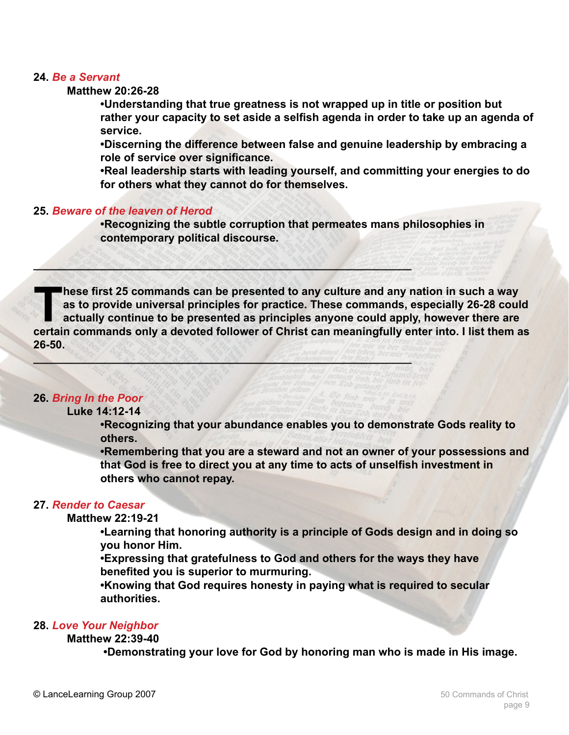**24.** ***Be a Servant***

**Matthew 20:26-28**

**•Understanding that true greatness is not wrapped up in title or position but rather your capacity to set aside a selfish agenda in order to take up an agenda of service.**

**•Discerning the difference between false and genuine leadership by embracing a role of service over significance.**

**•Real leadership starts with leading yourself, and committing your energies to do for others what they cannot do for themselves.**

**25.** ***Beware of the leaven of Herod***

**•Recognizing the subtle corruption that permeates mans philosophies in contemporary political discourse.**

---

**These first 25 commands can be presented to any culture and any nation in such a way as to provide universal principles for practice. These commands, especially 26-28 could actually continue to be presented as principles anyone could apply, however there are certain commands only a devoted follower of Christ can meaningfully enter into. I list them as 26-50.**

---

**26.** ***Bring In the Poor***

**Luke 14:12-14**

**•Recognizing that your abundance enables you to demonstrate Gods reality to others.**

**•Remembering that you are a steward and not an owner of your possessions and that God is free to direct you at any time to acts of unselfish investment in others who cannot repay.**

**27.** ***Render to Caesar***

**Matthew 22:19-21**

**•Learning that honoring authority is a principle of Gods design and in doing so you honor Him.**

**•Expressing that gratefulness to God and others for the ways they have benefited you is superior to murmuring.**

**•Knowing that God requires honesty in paying what is required to secular authorities.**

**28.** ***Love Your Neighbor***

**Matthew 22:39-40**

**•Demonstrating your love for God by honoring man who is made in His image.**

© LanceLearning Group 2007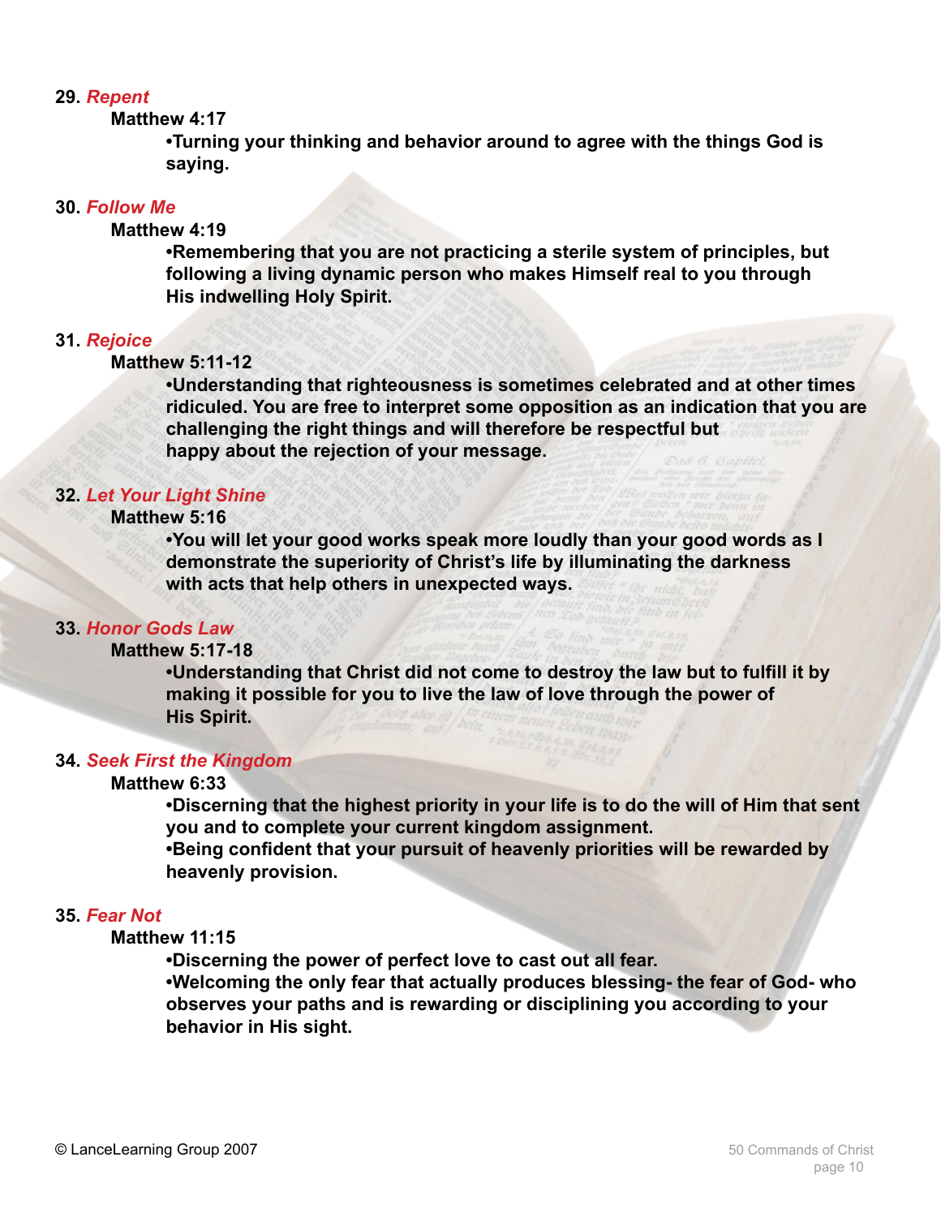**29.** ***Repent***

**Matthew 4:17**

**•Turning your thinking and behavior around to agree with the things God is saying.**

**30.** ***Follow Me***

**Matthew 4:19**

**•Remembering that you are not practicing a sterile system of principles, but following a living dynamic person who makes Himself real to you through His indwelling Holy Spirit.**

**31.** ***Rejoice***

**Matthew 5:11-12**

**•Understanding that righteousness is sometimes celebrated and at other times ridiculed. You are free to interpret some opposition as an indication that you are challenging the right things and will therefore be respectful but happy about the rejection of your message.**

**32.** ***Let Your Light Shine***

**Matthew 5:16**

**•You will let your good works speak more loudly than your good words as I demonstrate the superiority of Christ's life by illuminating the darkness with acts that help others in unexpected ways.**

**33.** ***Honor Gods Law***

**Matthew 5:17-18**

**•Understanding that Christ did not come to destroy the law but to fulfill it by making it possible for you to live the law of love through the power of His Spirit.**

**34.** ***Seek First the Kingdom***

**Matthew 6:33**

**•Discerning that the highest priority in your life is to do the will of Him that sent you and to complete your current kingdom assignment.**

**•Being confident that your pursuit of heavenly priorities will be rewarded by heavenly provision.**

**35.** ***Fear Not***

**Matthew 11:15**

**•Discerning the power of perfect love to cast out all fear.**

**•Welcoming the only fear that actually produces blessing- the fear of God- who observes your paths and is rewarding or disciplining you according to your behavior in His sight.**

© LanceLearning Group 2007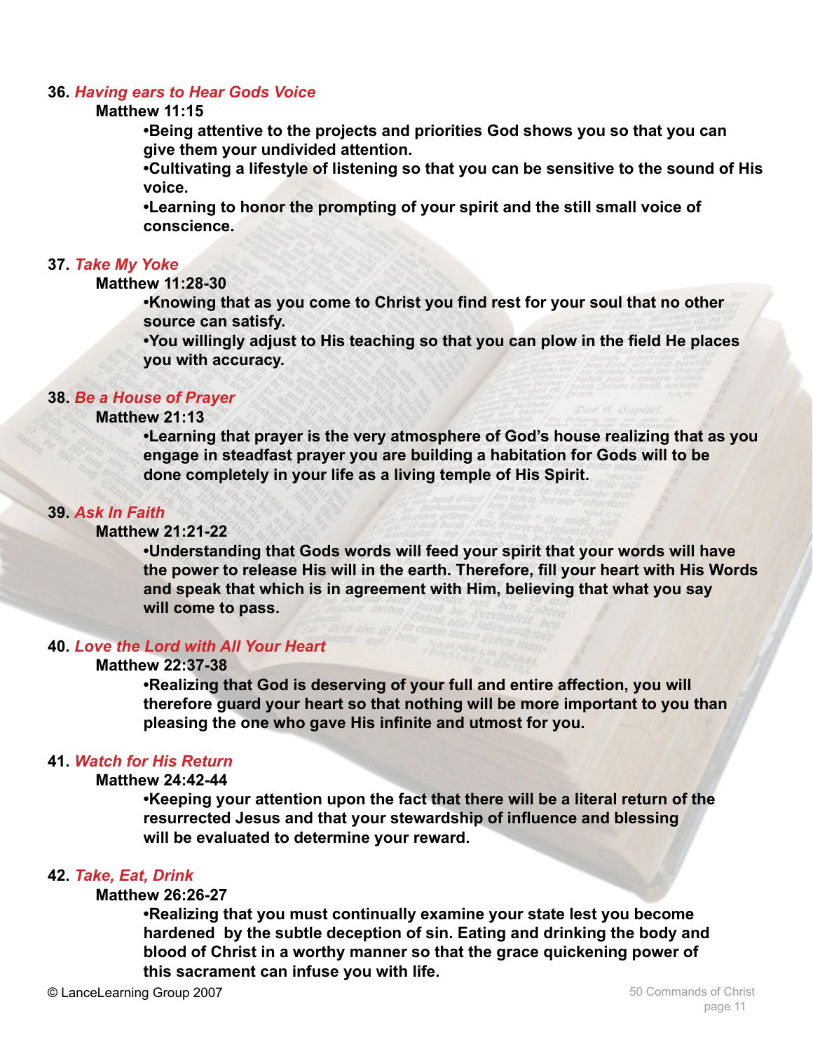**36.** ***Having ears to Hear Gods Voice***

**Matthew 11:15**

**•Being attentive to the projects and priorities God shows you so that you can give them your undivided attention.**

**•Cultivating a lifestyle of listening so that you can be sensitive to the sound of His voice.**

**•Learning to honor the prompting of your spirit and the still small voice of conscience.**

**37.** ***Take My Yoke***

**Matthew 11:28-30**

**•Knowing that as you come to Christ you find rest for your soul that no other source can satisfy.**

**•You willingly adjust to His teaching so that you can plow in the field He places you with accuracy.**

**38.** ***Be a House of Prayer***

**Matthew 21:13**

**•Learning that prayer is the very atmosphere of God's house realizing that as you engage in steadfast prayer you are building a habitation for Gods will to be done completely in your life as a living temple of His Spirit.**

**39.** ***Ask In Faith***

**Matthew 21:21-22**

**•Understanding that Gods words will feed your spirit that your words will have the power to release His will in the earth. Therefore, fill your heart with His Words and speak that which is in agreement with Him, believing that what you say will come to pass.**

**40.** ***Love the Lord with All Your Heart***

**Matthew 22:37-38**

**•Realizing that God is deserving of your full and entire affection, you will therefore guard your heart so that nothing will be more important to you than pleasing the one who gave His infinite and utmost for you.**

**41.** ***Watch for His Return***

**Matthew 24:42-44**

**•Keeping your attention upon the fact that there will be a literal return of the resurrected Jesus and that your stewardship of influence and blessing will be evaluated to determine your reward.**

**42.** ***Take, Eat, Drink***

**Matthew 26:26-27**

**•Realizing that you must continually examine your state lest you become hardened by the subtle deception of sin. Eating and drinking the body and blood of Christ in a worthy manner so that the grace quickening power of this sacrament can infuse you with life.**

© LanceLearning Group 2007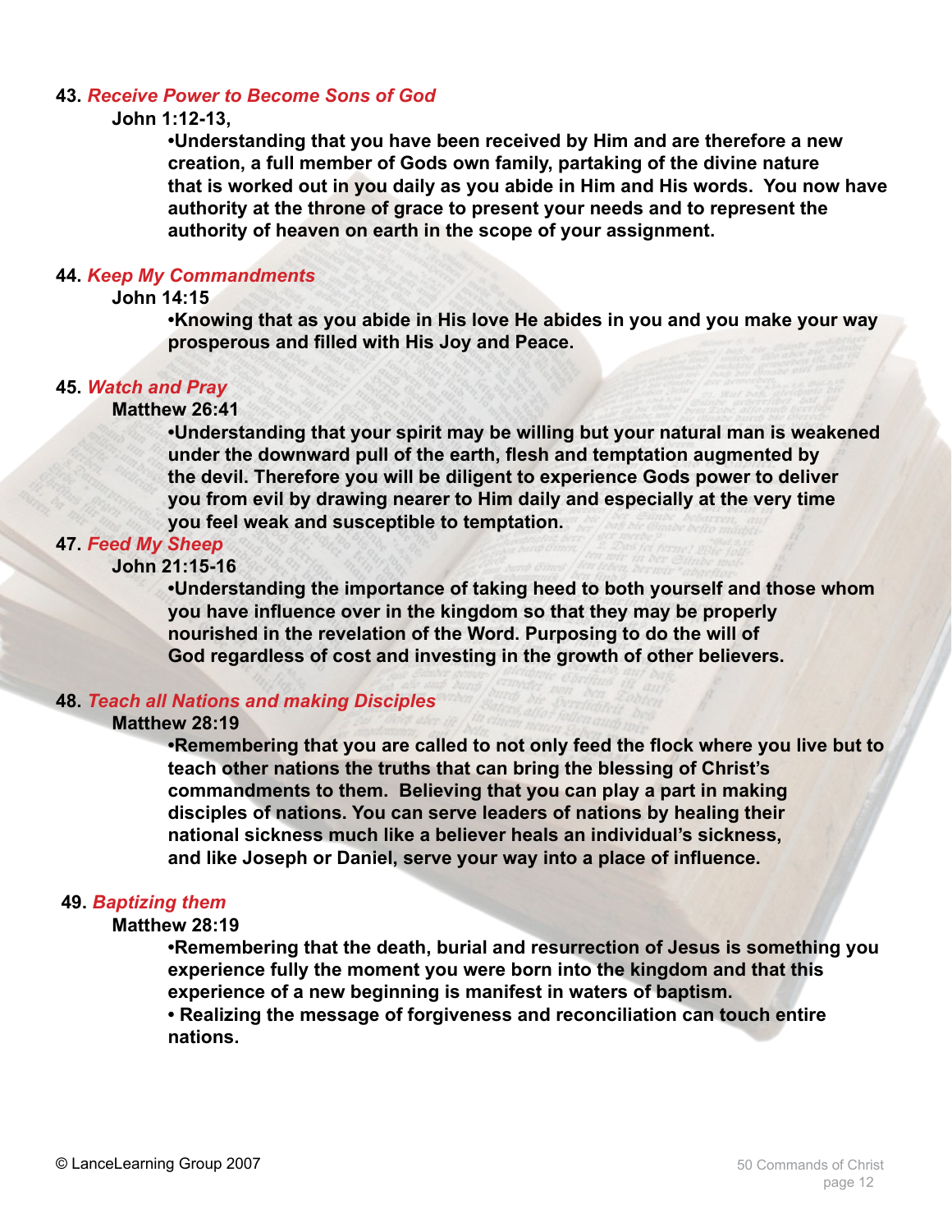**43.** ***Receive Power to Become Sons of God***

**John 1:12-13,**

**•Understanding that you have been received by Him and are therefore a new creation, a full member of Gods own family, partaking of the divine nature that is worked out in you daily as you abide in Him and His words. You now have authority at the throne of grace to present your needs and to represent the authority of heaven on earth in the scope of your assignment.**

**44.** ***Keep My Commandments***

**John 14:15**

**•Knowing that as you abide in His love He abides in you and you make your way prosperous and filled with His Joy and Peace.**

**45.** ***Watch and Pray***

**Matthew 26:41**

**•Understanding that your spirit may be willing but your natural man is weakened under the downward pull of the earth, flesh and temptation augmented by the devil. Therefore you will be diligent to experience Gods power to deliver you from evil by drawing nearer to Him daily and especially at the very time you feel weak and susceptible to temptation.**

**47.** ***Feed My Sheep***

**John 21:15-16**

**•Understanding the importance of taking heed to both yourself and those whom you have influence over in the kingdom so that they may be properly nourished in the revelation of the Word. Purposing to do the will of God regardless of cost and investing in the growth of other believers.**

**48.** ***Teach all Nations and making Disciples***

**Matthew 28:19**

**•Remembering that you are called to not only feed the flock where you live but to teach other nations the truths that can bring the blessing of Christ's commandments to them. Believing that you can play a part in making disciples of nations. You can serve leaders of nations by healing their national sickness much like a believer heals an individual's sickness, and like Joseph or Daniel, serve your way into a place of influence.**

**49.** ***Baptizing them***

**Matthew 28:19**

**•Remembering that the death, burial and resurrection of Jesus is something you experience fully the moment you were born into the kingdom and that this experience of a new beginning is manifest in waters of baptism.**

**• Realizing the message of forgiveness and reconciliation can touch entire nations.**

© LanceLearning Group 2007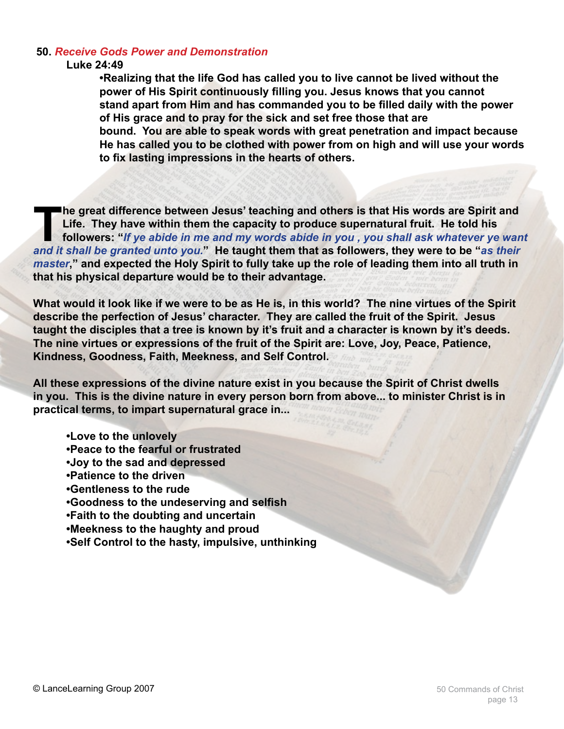## 50. *Receive Gods Power and Demonstration*

**Luke 24:49**

**•Realizing that the life God has called you to live cannot be lived without the power of His Spirit continuously filling you. Jesus knows that you cannot stand apart from Him and has commanded you to be filled daily with the power of His grace and to pray for the sick and set free those that are bound. You are able to speak words with great penetration and impact because He has called you to be clothed with power from on high and will use your words to fix lasting impressions in the hearts of others.**

**The great difference between Jesus' teaching and others is that His words are Spirit and Life. They have within them the capacity to produce supernatural fruit. He told his followers: "*If ye abide in me and my words abide in you , you shall ask whatever ye want and it shall be granted unto you.*" He taught them that as followers, they were to be "*as their master*," and expected the Holy Spirit to fully take up the role of leading them into all truth in that his physical departure would be to their advantage.**

**What would it look like if we were to be as He is, in this world? The nine virtues of the Spirit describe the perfection of Jesus' character. They are called the fruit of the Spirit. Jesus taught the disciples that a tree is known by it's fruit and a character is known by it's deeds. The nine virtues or expressions of the fruit of the Spirit are: Love, Joy, Peace, Patience, Kindness, Goodness, Faith, Meekness, and Self Control.**

**All these expressions of the divine nature exist in you because the Spirit of Christ dwells in you. This is the divine nature in every person born from above... to minister Christ is in practical terms, to impart supernatural grace in...**

**•Love to the unlovely**
**•Peace to the fearful or frustrated**
**•Joy to the sad and depressed**
**•Patience to the driven**
**•Gentleness to the rude**
**•Goodness to the undeserving and selfish**
**•Faith to the doubting and uncertain**
**•Meekness to the haughty and proud**
**•Self Control to the hasty, impulsive, unthinking**

© LanceLearning Group 2007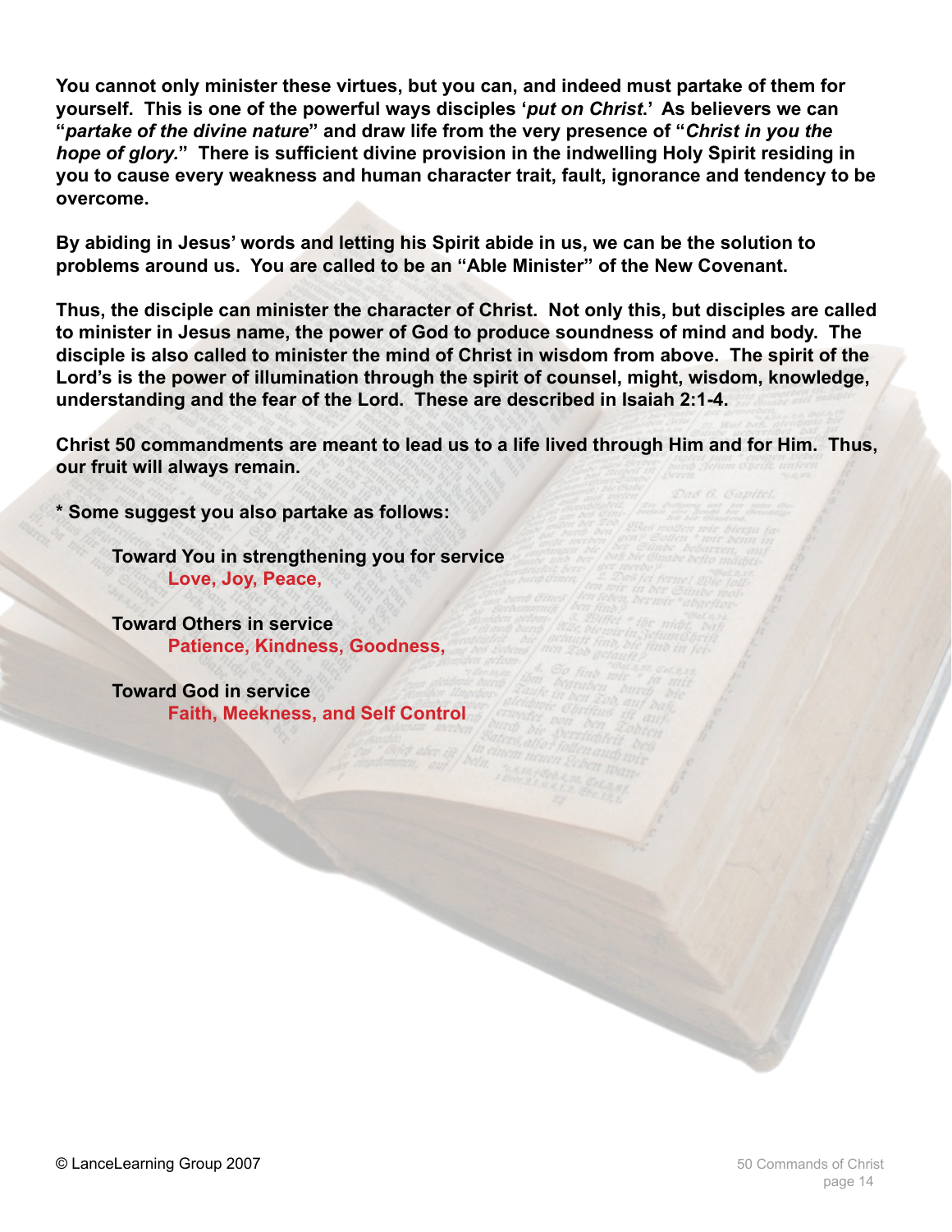**You cannot only minister these virtues, but you can, and indeed must partake of them for yourself. This is one of the powerful ways disciples '*put on Christ*.' As believers we can "*partake of the divine nature*" and draw life from the very presence of "*Christ in you the hope of glory.*" There is sufficient divine provision in the indwelling Holy Spirit residing in you to cause every weakness and human character trait, fault, ignorance and tendency to be overcome.**

**By abiding in Jesus' words and letting his Spirit abide in us, we can be the solution to problems around us. You are called to be an "Able Minister" of the New Covenant.**

**Thus, the disciple can minister the character of Christ. Not only this, but disciples are called to minister in Jesus name, the power of God to produce soundness of mind and body. The disciple is also called to minister the mind of Christ in wisdom from above. The spirit of the Lord's is the power of illumination through the spirit of counsel, might, wisdom, knowledge, understanding and the fear of the Lord. These are described in Isaiah 2:1-4.**

**Christ 50 commandments are meant to lead us to a life lived through Him and for Him. Thus, our fruit will always remain.**

**\* Some suggest you also partake as follows:**

> **Toward You in strengthening you for service**
> > **Love, Joy, Peace,**
>
> **Toward Others in service**
> > **Patience, Kindness, Goodness,**
>
> **Toward God in service**
> > **Faith, Meekness, and Self Control**

© LanceLearning Group 2007